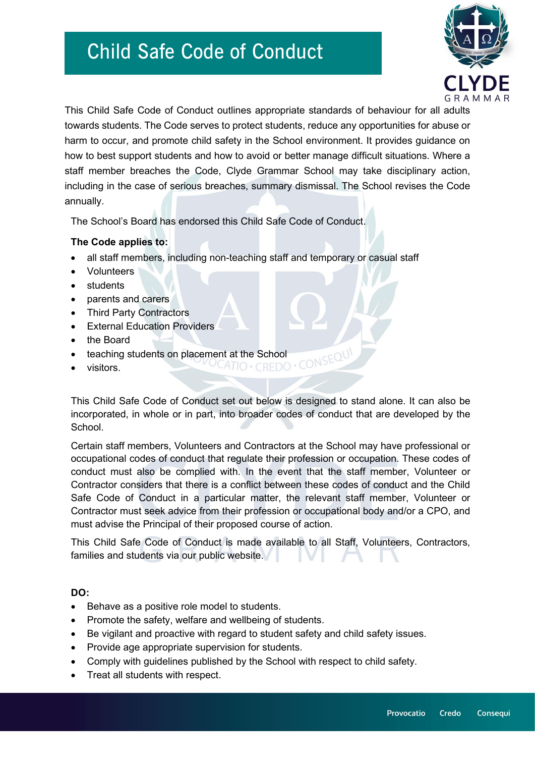# Child Safe Code of Conduct

This Child Safe Code of Conduct outlines appropriate standards of behaviour for all adults towards students. The Code serves to protect students, reduce any opportunities for abuse or harm to occur, and promote child safety in the School environment. It provides guidance on how to best support students and how to avoid or better manage difficult situations. Where a staff member breaches the Code, Clyde Grammar School may take disciplinary action, including in the case of serious breaches, summary dismissal. The School revises the Code annually.

The School's Board has endorsed this Child Safe Code of Conduct.

**The Code applies to:**

- all staff members, including non-teaching staff and temporary or casual staff
- Volunteers
- students
- parents and carers
- Third Party Contractors
- External Education Providers
- the Board
- teaching students on placement at the School
- visitors.

This Child Safe Code of Conduct set out below is designed to stand alone. It can also be incorporated, in whole or in part, into broader codes of conduct that are developed by the School.

Certain staff members, Volunteers and Contractors at the School may have professional or occupational codes of conduct that regulate their profession or occupation. These codes of conduct must also be complied with. In the event that the staff member, Volunteer or Contractor considers that there is a conflict between these codes of conduct and the Child Safe Code of Conduct in a particular matter, the relevant staff member, Volunteer or Contractor must seek advice from their profession or occupational body and/or a CPO, and must advise the Principal of their proposed course of action.

This Child Safe Code of Conduct is made available to all Staff, Volunteers, Contractors, families and students via our public website.

**DO:**

- Behave as a positive role model to students.
- Promote the safety, welfare and wellbeing of students.
- Be vigilant and proactive with regard to student safety and child safety issues.
- Provide age appropriate supervision for students.
- Comply with guidelines published by the School with respect to child safety.
- Treat all students with respect.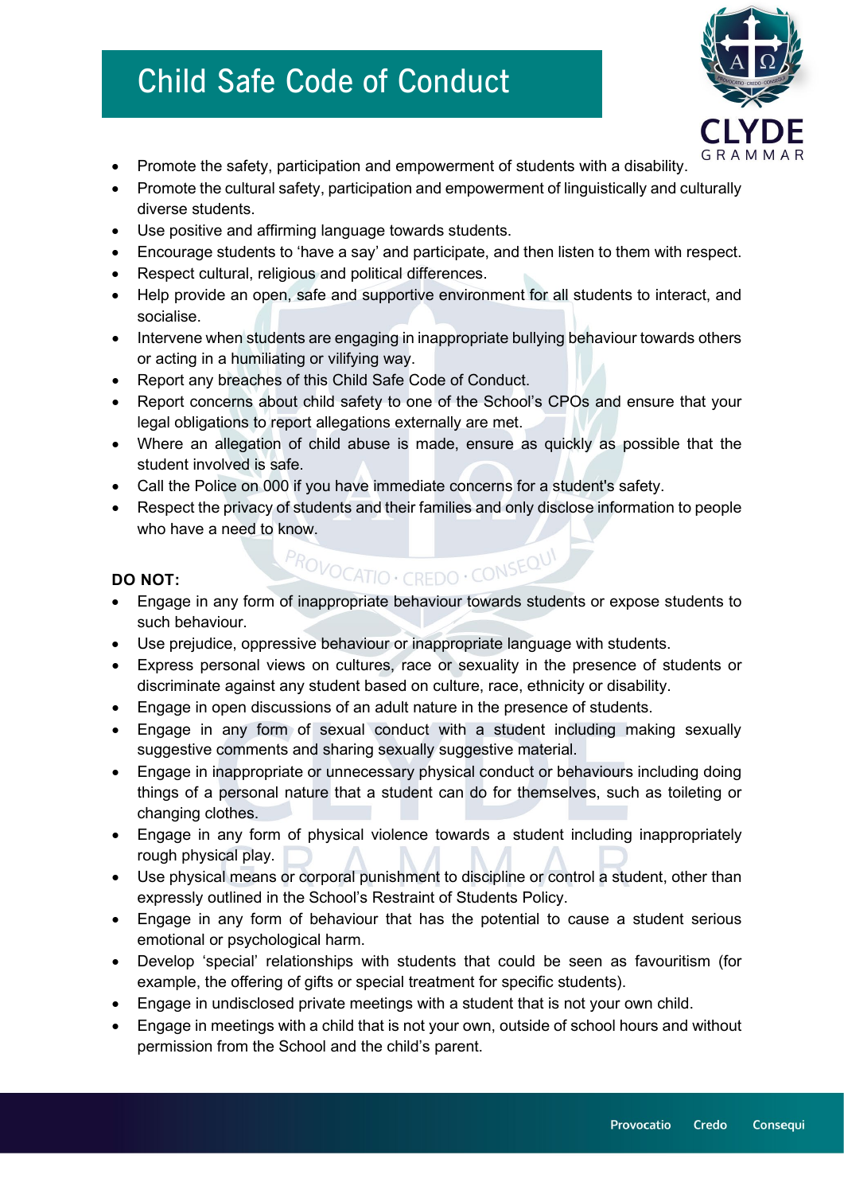# Child Safe Code of Conduct

- Promote the safety, participation and empowerment of students with a disability.
- Promote the cultural safety, participation and empowerment of linguistically and culturally diverse students.
- Use positive and affirming language towards students.
- Encourage students to 'have a say' and participate, and then listen to them with respect.
- Respect cultural, religious and political differences.
- Help provide an open, safe and supportive environment for all students to interact, and socialise.
- Intervene when students are engaging in inappropriate bullying behaviour towards others or acting in a humiliating or vilifying way.
- Report any breaches of this Child Safe Code of Conduct.
- Report concerns about child safety to one of the School's CPOs and ensure that your legal obligations to report allegations externally are met.
- Where an allegation of child abuse is made, ensure as quickly as possible that the student involved is safe.
- Call the Police on 000 if you have immediate concerns for a student's safety.
- Respect the privacy of students and their families and only disclose information to people who have a need to know.

**DO NOT:**

- Engage in any form of inappropriate behaviour towards students or expose students to such behaviour.
- Use prejudice, oppressive behaviour or inappropriate language with students.
- Express personal views on cultures, race or sexuality in the presence of students or discriminate against any student based on culture, race, ethnicity or disability.
- Engage in open discussions of an adult nature in the presence of students.
- Engage in any form of sexual conduct with a student including making sexually suggestive comments and sharing sexually suggestive material.
- Engage in inappropriate or unnecessary physical conduct or behaviours including doing things of a personal nature that a student can do for themselves, such as toileting or changing clothes.
- Engage in any form of physical violence towards a student including inappropriately rough physical play.
- Use physical means or corporal punishment to discipline or control a student, other than expressly outlined in the School's Restraint of Students Policy.
- Engage in any form of behaviour that has the potential to cause a student serious emotional or psychological harm.
- Develop 'special' relationships with students that could be seen as favouritism (for example, the offering of gifts or special treatment for specific students).
- Engage in undisclosed private meetings with a student that is not your own child.
- Engage in meetings with a child that is not your own, outside of school hours and without permission from the School and the child's parent.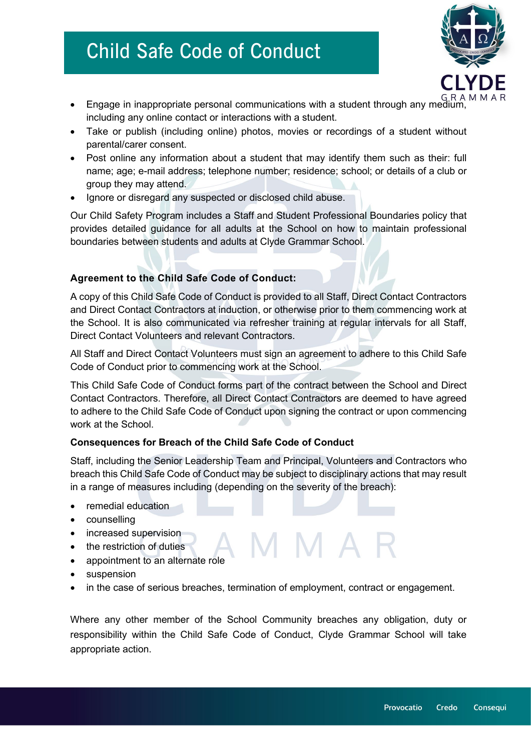- Engage in inappropriate personal communications with a student through any medium, including any online contact or interactions with a student.
- Take or publish (including online) photos, movies or recordings of a student without parental/carer consent.
- Post online any information about a student that may identify them such as their: full name; age; e-mail address; telephone number; residence; school; or details of a club or group they may attend.
- Ignore or disregard any suspected or disclosed child abuse.

Our Child Safety Program includes a Staff and Student Professional Boundaries policy that provides detailed guidance for all adults at the School on how to maintain professional boundaries between students and adults at Clyde Grammar School.

**Agreement to the Child Safe Code of Conduct:**

A copy of this Child Safe Code of Conduct is provided to all Staff, Direct Contact Contractors and Direct Contact Contractors at induction, or otherwise prior to them commencing work at the School. It is also communicated via refresher training at regular intervals for all Staff, Direct Contact Volunteers and relevant Contractors.

All Staff and Direct Contact Volunteers must sign an agreement to adhere to this Child Safe Code of Conduct prior to commencing work at the School.

This Child Safe Code of Conduct forms part of the contract between the School and Direct Contact Contractors. Therefore, all Direct Contact Contractors are deemed to have agreed to adhere to the Child Safe Code of Conduct upon signing the contract or upon commencing work at the School.

**Consequences for Breach of the Child Safe Code of Conduct**

Staff, including the Senior Leadership Team and Principal, Volunteers and Contractors who breach this Child Safe Code of Conduct may be subject to disciplinary actions that may result in a range of measures including (depending on the severity of the breach):

- remedial education
- counselling
- increased supervision
- the restriction of duties
- appointment to an alternate role
- suspension
- in the case of serious breaches, termination of employment, contract or engagement.

Where any other member of the School Community breaches any obligation, duty or responsibility within the Child Safe Code of Conduct, Clyde Grammar School will take appropriate action.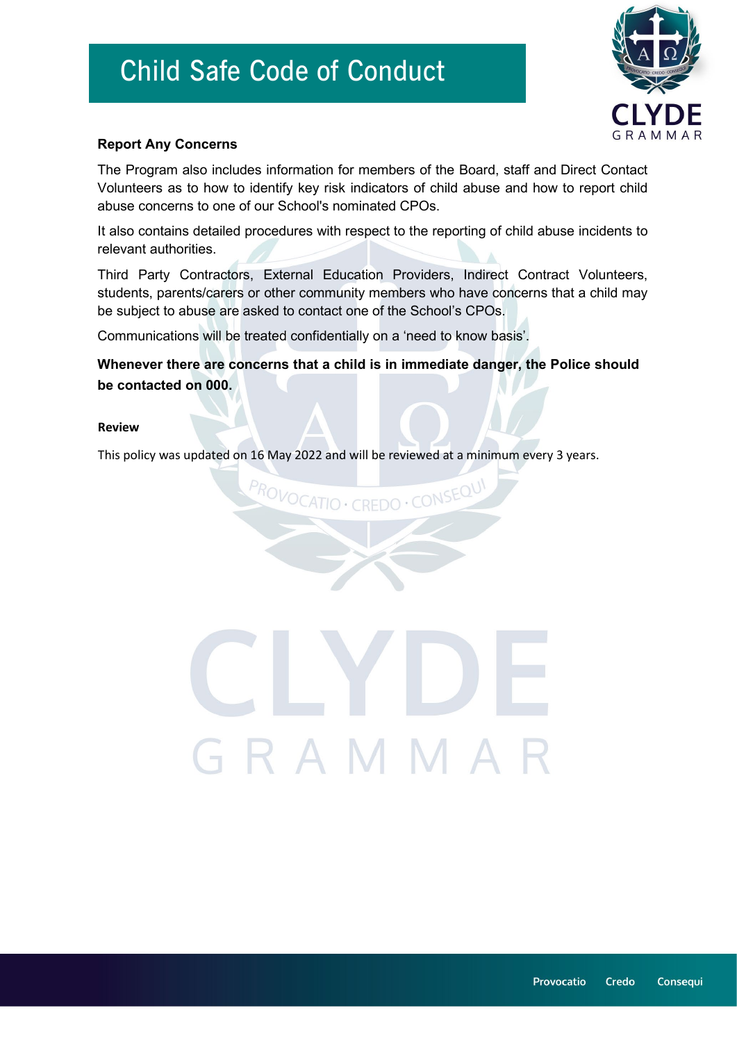## Report Any Concerns

The Program also includes information for members of the Board, staff and Direct Contact Volunteers as to how to identify key risk indicators of child abuse and how to report child abuse concerns to one of our School's nominated CPOs.

It also contains detailed procedures with respect to the reporting of child abuse incidents to relevant authorities.

Third Party Contractors, External Education Providers, Indirect Contract Volunteers, students, parents/carers or other community members who have concerns that a child may be subject to abuse are asked to contact one of the School's CPOs.

Communications will be treated confidentially on a 'need to know basis'.

**Whenever there are concerns that a child is in immediate danger, the Police should be contacted on 000.**

### Review

This policy was updated on 16 May 2022 and will be reviewed at a minimum every 3 years.